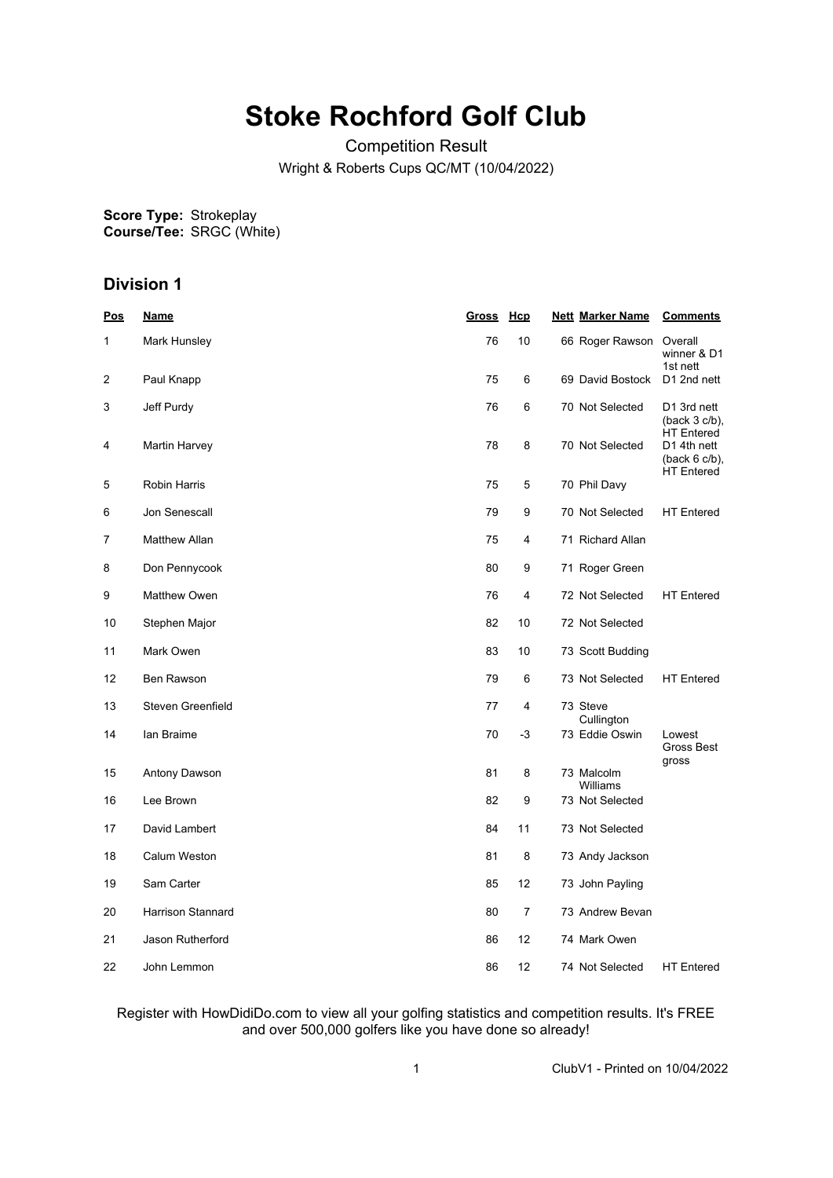# Stoke Rochford Golf Club

Competition Result

Wright & Roberts Cups QC/MT (10/04/2022)

**Score Type:** Strokeplay
**Course/Tee:** SRGC (White)

## Division 1

| Pos | Name | Gross | Hcp | Nett | Marker Name | Comments |
|---|---|---|---|---|---|---|
| 1 | Mark Hunsley | 76 | 10 | 66 | Roger Rawson | Overall winner & D1 1st nett |
| 2 | Paul Knapp | 75 | 6 | 69 | David Bostock | D1 2nd nett |
| 3 | Jeff Purdy | 76 | 6 | 70 | Not Selected | D1 3rd nett (back 3 c/b), HT Entered |
| 4 | Martin Harvey | 78 | 8 | 70 | Not Selected | D1 4th nett (back 6 c/b), HT Entered |
| 5 | Robin Harris | 75 | 5 | 70 | Phil Davy | |
| 6 | Jon Senescall | 79 | 9 | 70 | Not Selected | HT Entered |
| 7 | Matthew Allan | 75 | 4 | 71 | Richard Allan | |
| 8 | Don Pennycook | 80 | 9 | 71 | Roger Green | |
| 9 | Matthew Owen | 76 | 4 | 72 | Not Selected | HT Entered |
| 10 | Stephen Major | 82 | 10 | 72 | Not Selected | |
| 11 | Mark Owen | 83 | 10 | 73 | Scott Budding | |
| 12 | Ben Rawson | 79 | 6 | 73 | Not Selected | HT Entered |
| 13 | Steven Greenfield | 77 | 4 | 73 | Steve Cullington | |
| 14 | Ian Braime | 70 | -3 | 73 | Eddie Oswin | Lowest Gross Best gross |
| 15 | Antony Dawson | 81 | 8 | 73 | Malcolm Williams | |
| 16 | Lee Brown | 82 | 9 | 73 | Not Selected | |
| 17 | David Lambert | 84 | 11 | 73 | Not Selected | |
| 18 | Calum Weston | 81 | 8 | 73 | Andy Jackson | |
| 19 | Sam Carter | 85 | 12 | 73 | John Payling | |
| 20 | Harrison Stannard | 80 | 7 | 73 | Andrew Bevan | |
| 21 | Jason Rutherford | 86 | 12 | 74 | Mark Owen | |
| 22 | John Lemmon | 86 | 12 | 74 | Not Selected | HT Entered |

Register with HowDidiDo.com to view all your golfing statistics and competition results. It's FREE and over 500,000 golfers like you have done so already!

ClubV1 - Printed on 10/04/2022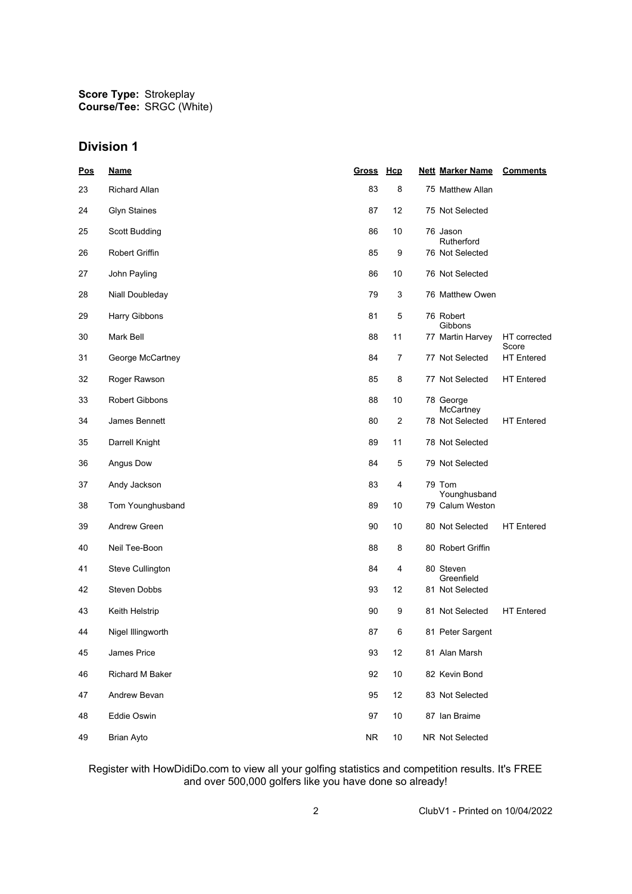**Score Type:** Strokeplay
**Course/Tee:** SRGC (White)

## Division 1

| Pos | Name | Gross | Hcp | Nett | Marker Name | Comments |
|---|---|---|---|---|---|---|
| 23 | Richard Allan | 83 | 8 | 75 | Matthew Allan | |
| 24 | Glyn Staines | 87 | 12 | 75 | Not Selected | |
| 25 | Scott Budding | 86 | 10 | 76 | Jason Rutherford | |
| 26 | Robert Griffin | 85 | 9 | 76 | Not Selected | |
| 27 | John Payling | 86 | 10 | 76 | Not Selected | |
| 28 | Niall Doubleday | 79 | 3 | 76 | Matthew Owen | |
| 29 | Harry Gibbons | 81 | 5 | 76 | Robert Gibbons | |
| 30 | Mark Bell | 88 | 11 | 77 | Martin Harvey | HT corrected Score |
| 31 | George McCartney | 84 | 7 | 77 | Not Selected | HT Entered |
| 32 | Roger Rawson | 85 | 8 | 77 | Not Selected | HT Entered |
| 33 | Robert Gibbons | 88 | 10 | 78 | George McCartney | |
| 34 | James Bennett | 80 | 2 | 78 | Not Selected | HT Entered |
| 35 | Darrell Knight | 89 | 11 | 78 | Not Selected | |
| 36 | Angus Dow | 84 | 5 | 79 | Not Selected | |
| 37 | Andy Jackson | 83 | 4 | 79 | Tom Younghusband | |
| 38 | Tom Younghusband | 89 | 10 | 79 | Calum Weston | |
| 39 | Andrew Green | 90 | 10 | 80 | Not Selected | HT Entered |
| 40 | Neil Tee-Boon | 88 | 8 | 80 | Robert Griffin | |
| 41 | Steve Cullington | 84 | 4 | 80 | Steven Greenfield | |
| 42 | Steven Dobbs | 93 | 12 | 81 | Not Selected | |
| 43 | Keith Helstrip | 90 | 9 | 81 | Not Selected | HT Entered |
| 44 | Nigel Illingworth | 87 | 6 | 81 | Peter Sargent | |
| 45 | James Price | 93 | 12 | 81 | Alan Marsh | |
| 46 | Richard M Baker | 92 | 10 | 82 | Kevin Bond | |
| 47 | Andrew Bevan | 95 | 12 | 83 | Not Selected | |
| 48 | Eddie Oswin | 97 | 10 | 87 | Ian Braime | |
| 49 | Brian Ayto | NR | 10 | NR | Not Selected | |

Register with HowDidiDo.com to view all your golfing statistics and competition results. It's FREE and over 500,000 golfers like you have done so already!

ClubV1 - Printed on 10/04/2022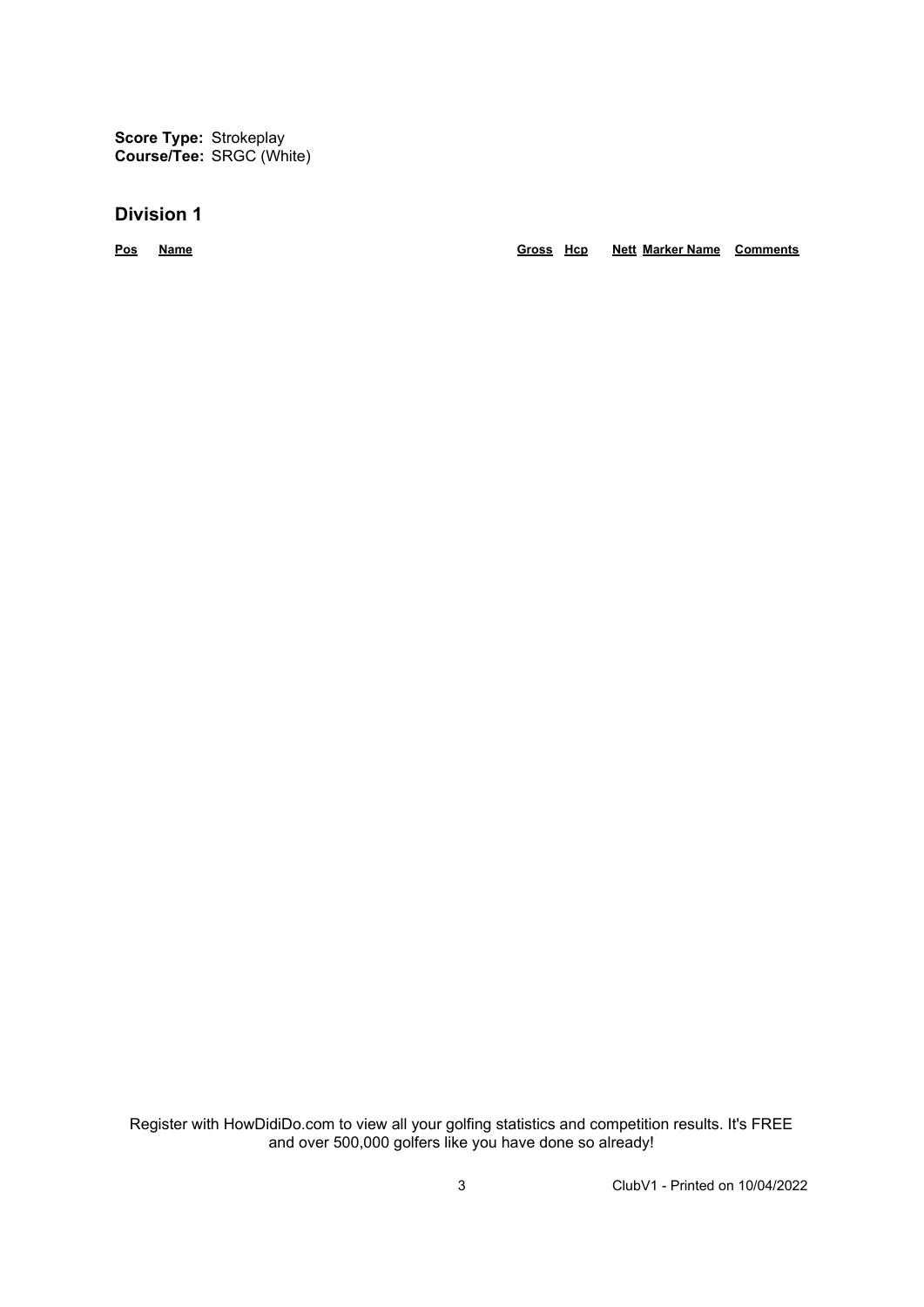**Score Type:** Strokeplay
**Course/Tee:** SRGC (White)

## Division 1

| Pos | Name | Gross | Hcp | Nett | Marker Name | Comments |
| --- | --- | --- | --- | --- | --- | --- |

Register with HowDidiDo.com to view all your golfing statistics and competition results. It's FREE and over 500,000 golfers like you have done so already!

ClubV1 - Printed on 10/04/2022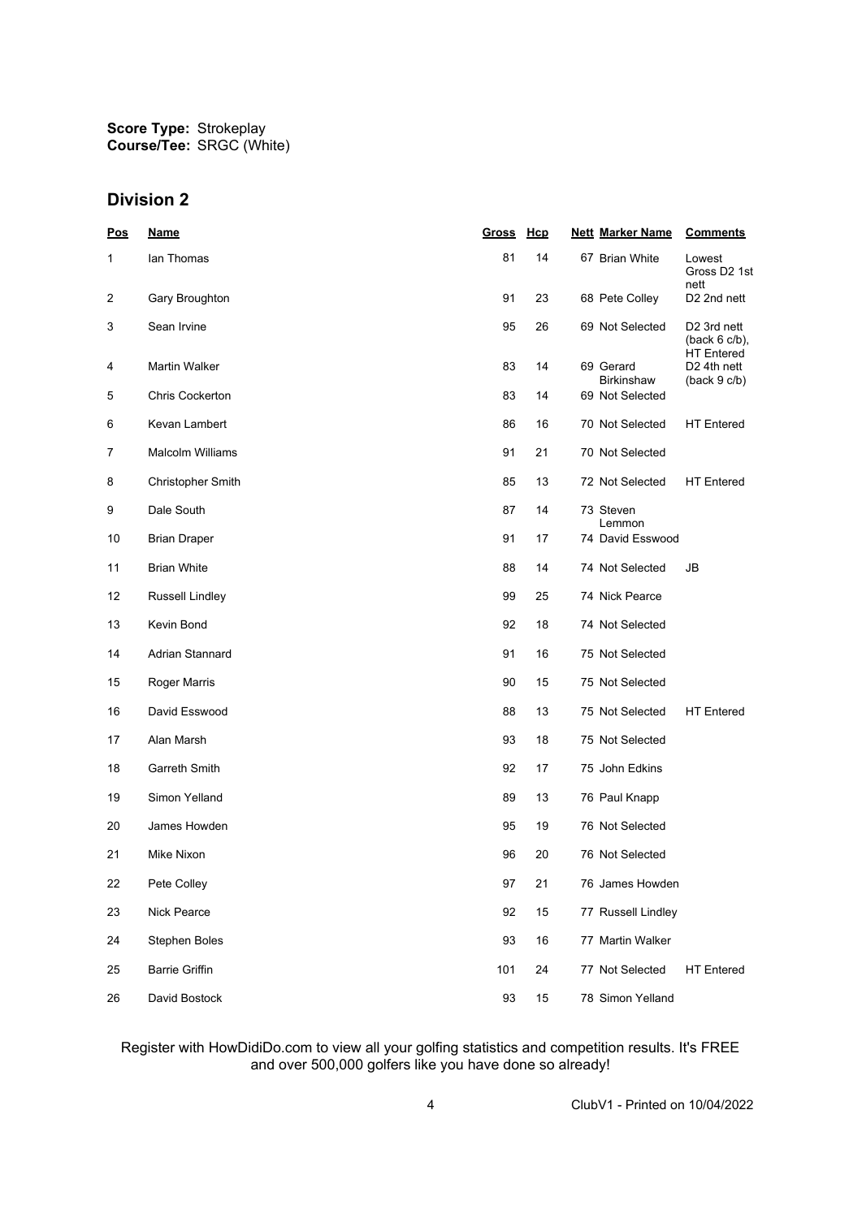**Score Type:** Strokeplay
**Course/Tee:** SRGC (White)

## Division 2

| Pos | Name | Gross | Hcp | Nett | Marker Name | Comments |
|---|---|---|---|---|---|---|
| 1 | Ian Thomas | 81 | 14 | 67 | Brian White | Lowest Gross D2 1st nett |
| 2 | Gary Broughton | 91 | 23 | 68 | Pete Colley | D2 2nd nett |
| 3 | Sean Irvine | 95 | 26 | 69 | Not Selected | D2 3rd nett (back 6 c/b), HT Entered |
| 4 | Martin Walker | 83 | 14 | 69 | Gerard Birkinshaw | D2 4th nett (back 9 c/b) |
| 5 | Chris Cockerton | 83 | 14 | 69 | Not Selected | |
| 6 | Kevan Lambert | 86 | 16 | 70 | Not Selected | HT Entered |
| 7 | Malcolm Williams | 91 | 21 | 70 | Not Selected | |
| 8 | Christopher Smith | 85 | 13 | 72 | Not Selected | HT Entered |
| 9 | Dale South | 87 | 14 | 73 | Steven Lemmon | |
| 10 | Brian Draper | 91 | 17 | 74 | David Esswood | |
| 11 | Brian White | 88 | 14 | 74 | Not Selected | JB |
| 12 | Russell Lindley | 99 | 25 | 74 | Nick Pearce | |
| 13 | Kevin Bond | 92 | 18 | 74 | Not Selected | |
| 14 | Adrian Stannard | 91 | 16 | 75 | Not Selected | |
| 15 | Roger Marris | 90 | 15 | 75 | Not Selected | |
| 16 | David Esswood | 88 | 13 | 75 | Not Selected | HT Entered |
| 17 | Alan Marsh | 93 | 18 | 75 | Not Selected | |
| 18 | Garreth Smith | 92 | 17 | 75 | John Edkins | |
| 19 | Simon Yelland | 89 | 13 | 76 | Paul Knapp | |
| 20 | James Howden | 95 | 19 | 76 | Not Selected | |
| 21 | Mike Nixon | 96 | 20 | 76 | Not Selected | |
| 22 | Pete Colley | 97 | 21 | 76 | James Howden | |
| 23 | Nick Pearce | 92 | 15 | 77 | Russell Lindley | |
| 24 | Stephen Boles | 93 | 16 | 77 | Martin Walker | |
| 25 | Barrie Griffin | 101 | 24 | 77 | Not Selected | HT Entered |
| 26 | David Bostock | 93 | 15 | 78 | Simon Yelland | |

Register with HowDidiDo.com to view all your golfing statistics and competition results. It's FREE and over 500,000 golfers like you have done so already!

ClubV1 - Printed on 10/04/2022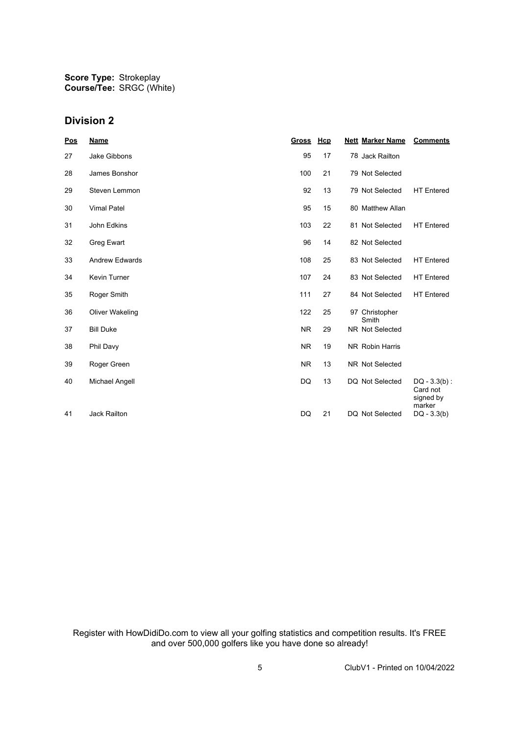**Score Type:** Strokeplay
**Course/Tee:** SRGC (White)

## Division 2

| Pos | Name | Gross | Hcp | Nett | Marker Name | Comments |
|---|---|---|---|---|---|---|
| 27 | Jake Gibbons | 95 | 17 | 78 | Jack Railton | |
| 28 | James Bonshor | 100 | 21 | 79 | Not Selected | |
| 29 | Steven Lemmon | 92 | 13 | 79 | Not Selected | HT Entered |
| 30 | Vimal Patel | 95 | 15 | 80 | Matthew Allan | |
| 31 | John Edkins | 103 | 22 | 81 | Not Selected | HT Entered |
| 32 | Greg Ewart | 96 | 14 | 82 | Not Selected | |
| 33 | Andrew Edwards | 108 | 25 | 83 | Not Selected | HT Entered |
| 34 | Kevin Turner | 107 | 24 | 83 | Not Selected | HT Entered |
| 35 | Roger Smith | 111 | 27 | 84 | Not Selected | HT Entered |
| 36 | Oliver Wakeling | 122 | 25 | 97 | Christopher Smith | |
| 37 | Bill Duke | NR | 29 | NR | Not Selected | |
| 38 | Phil Davy | NR | 19 | NR | Robin Harris | |
| 39 | Roger Green | NR | 13 | NR | Not Selected | |
| 40 | Michael Angell | DQ | 13 | DQ | Not Selected | DQ - 3.3(b) : Card not signed by marker |
| 41 | Jack Railton | DQ | 21 | DQ | Not Selected | DQ - 3.3(b) |

Register with HowDidiDo.com to view all your golfing statistics and competition results. It's FREE and over 500,000 golfers like you have done so already!

ClubV1 - Printed on 10/04/2022